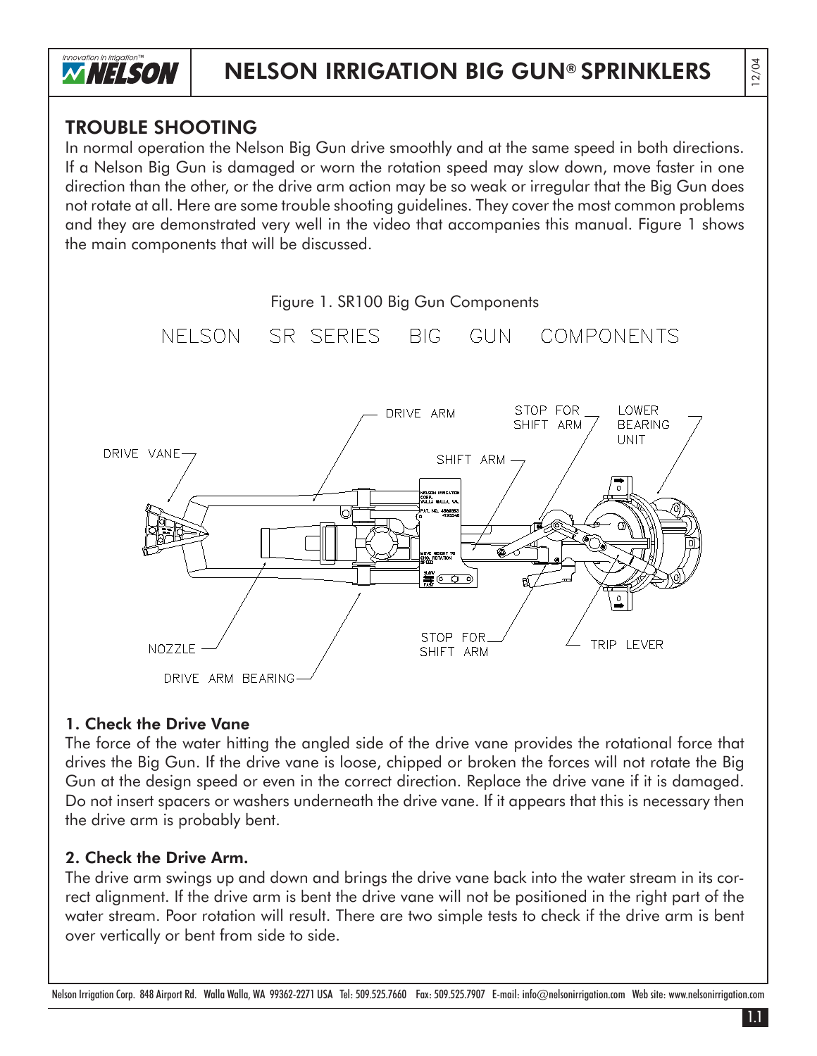# NELSON IRRIGATION BIG GUN® SPRINKLERS

## TROUBLE SHOOTING

In normal operation the Nelson Big Gun drive smoothly and at the same speed in both directions. If a Nelson Big Gun is damaged or worn the rotation speed may slow down, move faster in one direction than the other, or the drive arm action may be so weak or irregular that the Big Gun does not rotate at all. Here are some trouble shooting guidelines. They cover the most common problems and they are demonstrated very well in the video that accompanies this manual. Figure 1 shows the main components that will be discussed.

Figure 1. SR100 Big Gun Components

NELSON SR SERIES BIG GUN COMPONENTS

DRIVE VANE, DRIVE ARM, STOP FOR SHIFT ARM, LOWER BEARING UNIT, SHIFT ARM, NOZZLE, DRIVE ARM BEARING, STOP FOR SHIFT ARM, TRIP LEVER

### 1. Check the Drive Vane

The force of the water hitting the angled side of the drive vane provides the rotational force that drives the Big Gun. If the drive vane is loose, chipped or broken the forces will not rotate the Big Gun at the design speed or even in the correct direction. Replace the drive vane if it is damaged. Do not insert spacers or washers underneath the drive vane. If it appears that this is necessary then the drive arm is probably bent.

### 2. Check the Drive Arm.

The drive arm swings up and down and brings the drive vane back into the water stream in its correct alignment. If the drive arm is bent the drive vane will not be positioned in the right part of the water stream. Poor rotation will result. There are two simple tests to check if the drive arm is bent over vertically or bent from side to side.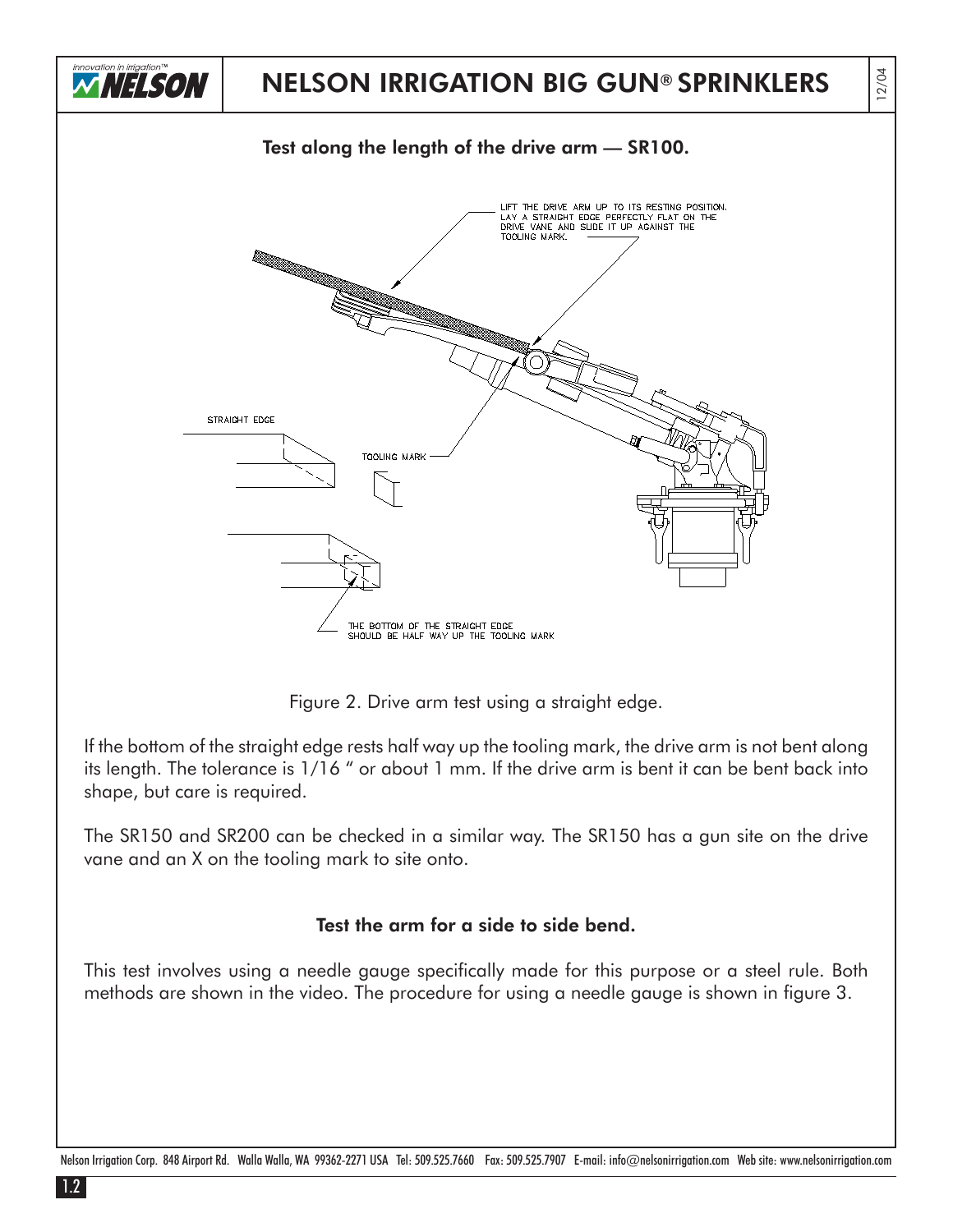## Test along the length of the drive arm — SR100.

LIFT THE DRIVE ARM UP TO ITS RESTING POSITION. LAY A STRAIGHT EDGE PERFECTLY FLAT ON THE DRIVE VANE AND SLIDE IT UP AGAINST THE TOOLING MARK.

STRAIGHT EDGE

TOOLING MARK

THE BOTTOM OF THE STRAIGHT EDGE SHOULD BE HALF WAY UP THE TOOLING MARK

Figure 2. Drive arm test using a straight edge.

If the bottom of the straight edge rests half way up the tooling mark, the drive arm is not bent along its length. The tolerance is 1/16 " or about 1 mm. If the drive arm is bent it can be bent back into shape, but care is required.

The SR150 and SR200 can be checked in a similar way. The SR150 has a gun site on the drive vane and an X on the tooling mark to site onto.

## Test the arm for a side to side bend.

This test involves using a needle gauge specifically made for this purpose or a steel rule. Both methods are shown in the video. The procedure for using a needle gauge is shown in figure 3.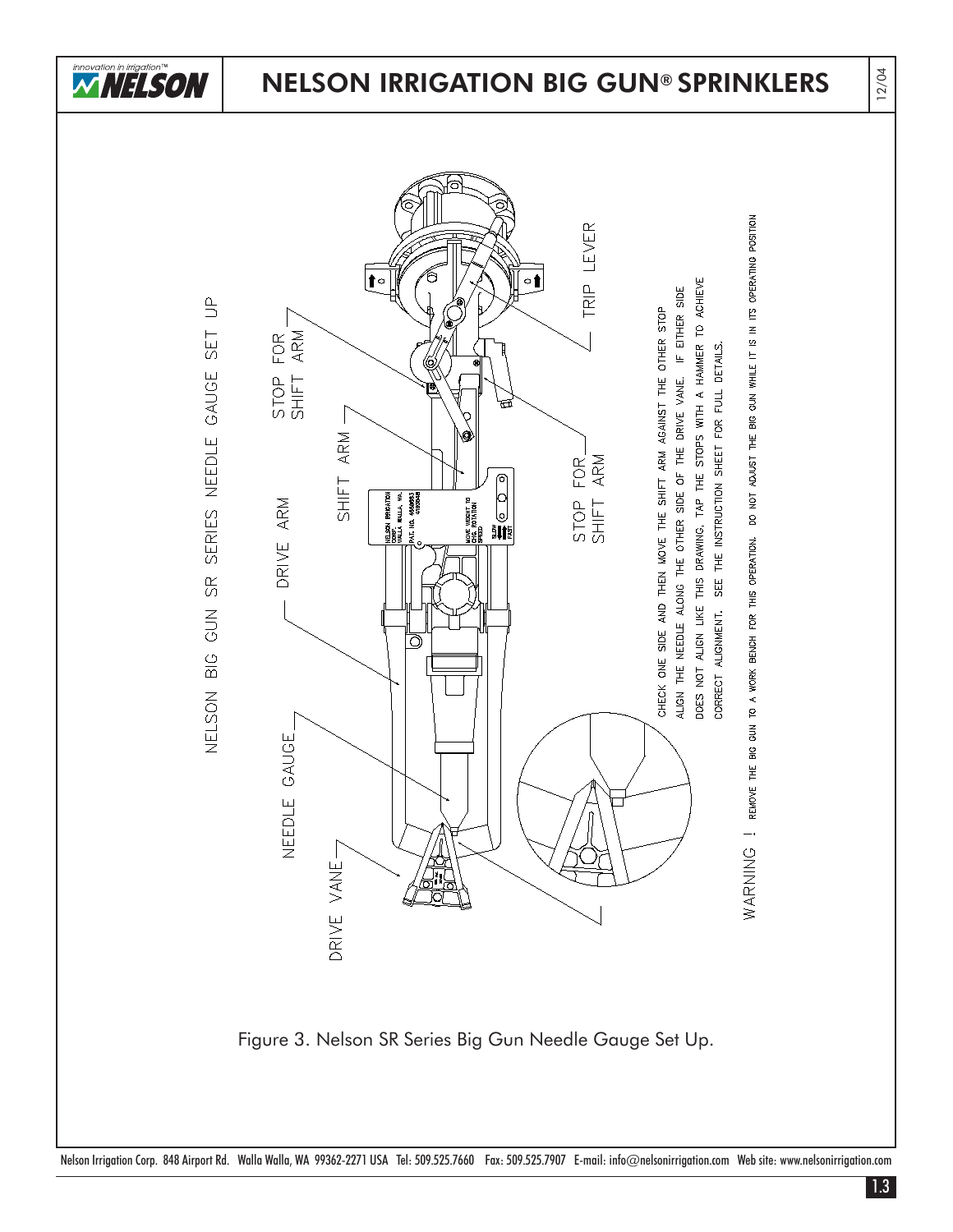# NELSON IRRIGATION BIG GUN® SPRINKLERS

NELSON BIG GUN SR SERIES NEEDLE GAUGE SET UP

TRIP LEVER

STOP FOR SHIFT ARM

SHIFT ARM

DRIVE ARM

STOP FOR SHIFT ARM

NEEDLE GAUGE

DRIVE VANE

CHECK ONE SIDE AND THEN MOVE THE SHIFT ARM AGAINST THE OTHER STOP ALIGN THE NEEDLE ALONG THE OTHER SIDE OF THE DRIVE VANE. IF EITHER SIDE DOES NOT ALIGN LIKE THIS DRAWING, TAP THE STOPS WITH A HAMMER TO ACHIEVE CORRECT ALIGNMENT. SEE THE INSTRUCTION SHEET FOR FULL DETAILS.

WARNING ! REMOVE THE BIG GUN TO A WORK BENCH FOR THIS OPERATION. DO NOT ADJUST THE BIG GUN WHILE IT IS IN ITS OPERATING POSITION

Figure 3. Nelson SR Series Big Gun Needle Gauge Set Up.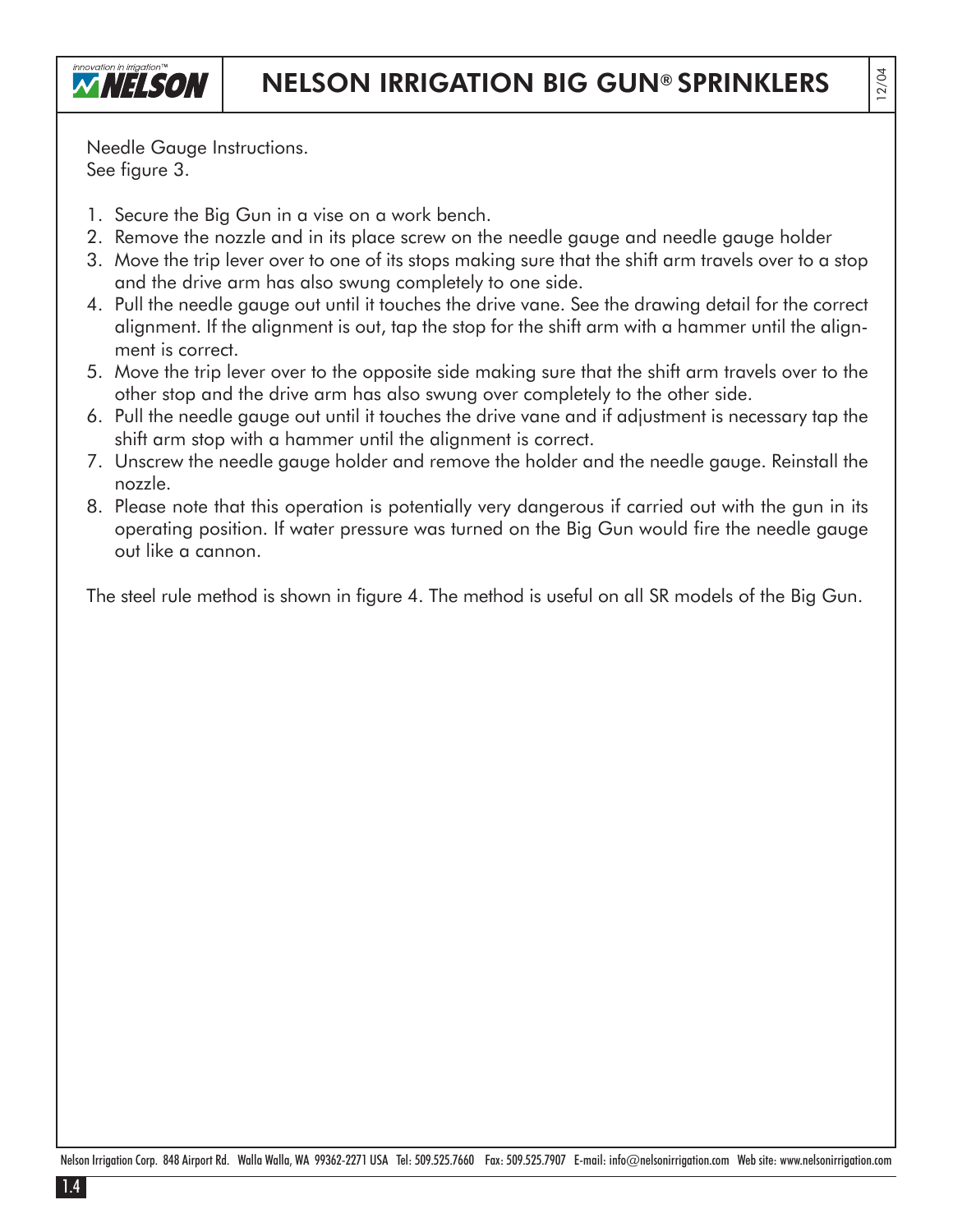Needle Gauge Instructions.
See figure 3.

1. Secure the Big Gun in a vise on a work bench.
2. Remove the nozzle and in its place screw on the needle gauge and needle gauge holder
3. Move the trip lever over to one of its stops making sure that the shift arm travels over to a stop and the drive arm has also swung completely to one side.
4. Pull the needle gauge out until it touches the drive vane. See the drawing detail for the correct alignment. If the alignment is out, tap the stop for the shift arm with a hammer until the alignment is correct.
5. Move the trip lever over to the opposite side making sure that the shift arm travels over to the other stop and the drive arm has also swung over completely to the other side.
6. Pull the needle gauge out until it touches the drive vane and if adjustment is necessary tap the shift arm stop with a hammer until the alignment is correct.
7. Unscrew the needle gauge holder and remove the holder and the needle gauge. Reinstall the nozzle.
8. Please note that this operation is potentially very dangerous if carried out with the gun in its operating position. If water pressure was turned on the Big Gun would fire the needle gauge out like a cannon.

The steel rule method is shown in figure 4. The method is useful on all SR models of the Big Gun.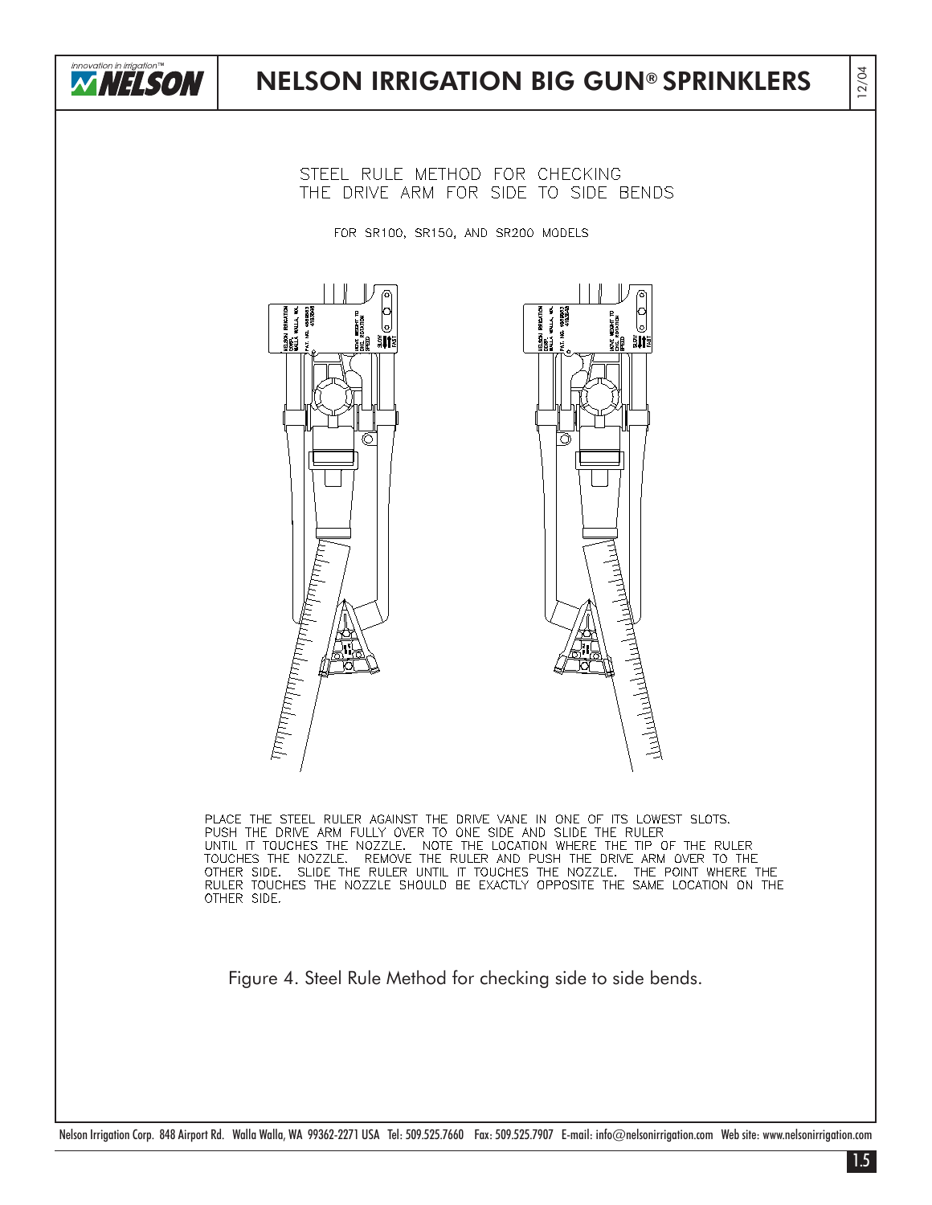# NELSON IRRIGATION BIG GUN® SPRINKLERS

## STEEL RULE METHOD FOR CHECKING THE DRIVE ARM FOR SIDE TO SIDE BENDS

FOR SR100, SR150, AND SR200 MODELS

PLACE THE STEEL RULER AGAINST THE DRIVE VANE IN ONE OF ITS LOWEST SLOTS. PUSH THE DRIVE ARM FULLY OVER TO ONE SIDE AND SLIDE THE RULER UNTIL IT TOUCHES THE NOZZLE. NOTE THE LOCATION WHERE THE TIP OF THE RULER TOUCHES THE NOZZLE. REMOVE THE RULER AND PUSH THE DRIVE ARM OVER TO THE OTHER SIDE. SLIDE THE RULER UNTIL IT TOUCHES THE NOZZLE. THE POINT WHERE THE RULER TOUCHES THE NOZZLE SHOULD BE EXACTLY OPPOSITE THE SAME LOCATION ON THE OTHER SIDE.

Figure 4. Steel Rule Method for checking side to side bends.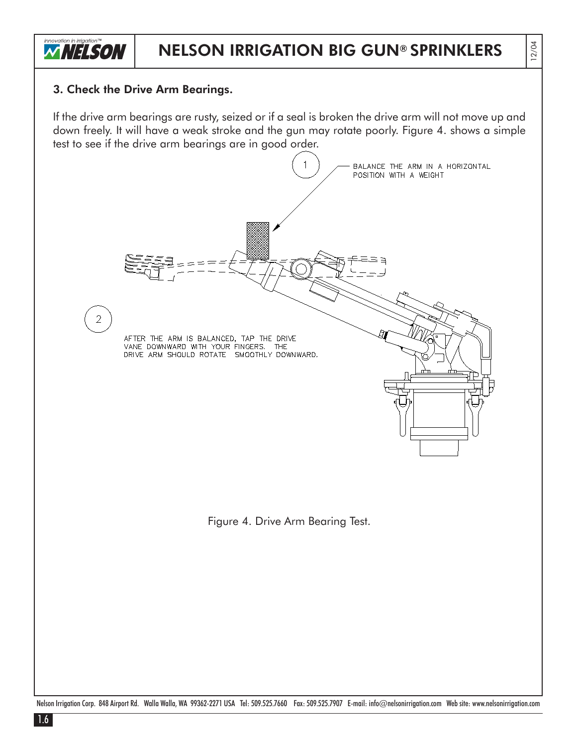### 3. Check the Drive Arm Bearings.

If the drive arm bearings are rusty, seized or if a seal is broken the drive arm will not move up and down freely. It will have a weak stroke and the gun may rotate poorly. Figure 4. shows a simple test to see if the drive arm bearings are in good order.

1 BALANCE THE ARM IN A HORIZONTAL POSITION WITH A WEIGHT

2 AFTER THE ARM IS BALANCED, TAP THE DRIVE VANE DOWNWARD WITH YOUR FINGERS. THE DRIVE ARM SHOULD ROTATE SMOOTHLY DOWNWARD.

Figure 4. Drive Arm Bearing Test.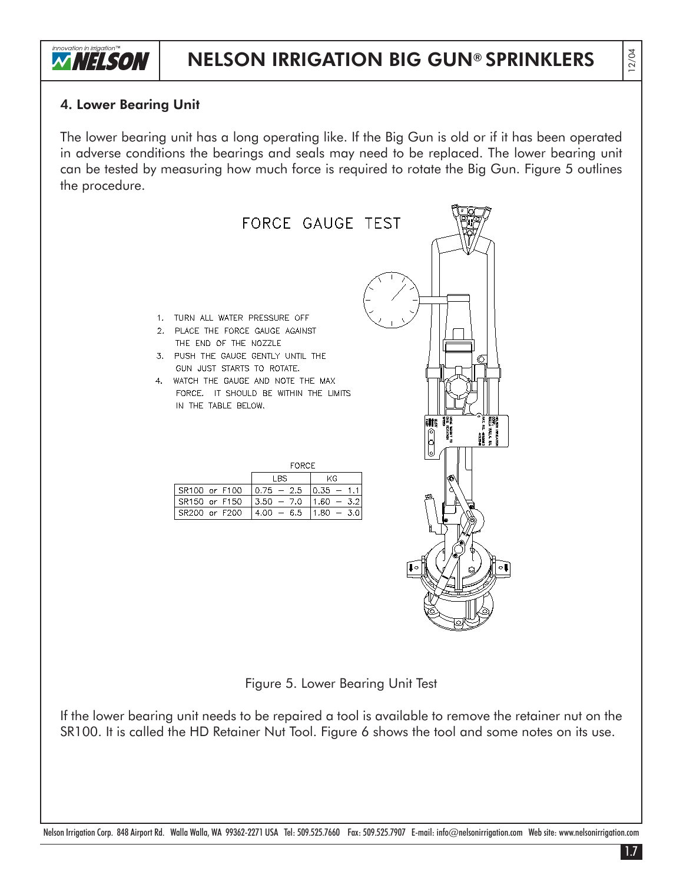## 4. Lower Bearing Unit

The lower bearing unit has a long operating like. If the Big Gun is old or if it has been operated in adverse conditions the bearings and seals may need to be replaced. The lower bearing unit can be tested by measuring how much force is required to rotate the Big Gun. Figure 5 outlines the procedure.

FORCE GAUGE TEST

1. TURN ALL WATER PRESSURE OFF
2. PLACE THE FORCE GAUGE AGAINST THE END OF THE NOZZLE
3. PUSH THE GAUGE GENTLY UNTIL THE GUN JUST STARTS TO ROTATE.
4. WATCH THE GAUGE AND NOTE THE MAX FORCE. IT SHOULD BE WITHIN THE LIMITS IN THE TABLE BELOW.

| | FORCE | |
|---|---|---|
| | LBS | KG |
| SR100 or F100 | 0.75 – 2.5 | 0.35 – 1.1 |
| SR150 or F150 | 3.50 – 7.0 | 1.60 – 3.2 |
| SR200 or F200 | 4.00 – 6.5 | 1.80 – 3.0 |

Figure 5. Lower Bearing Unit Test

If the lower bearing unit needs to be repaired a tool is available to remove the retainer nut on the SR100. It is called the HD Retainer Nut Tool. Figure 6 shows the tool and some notes on its use.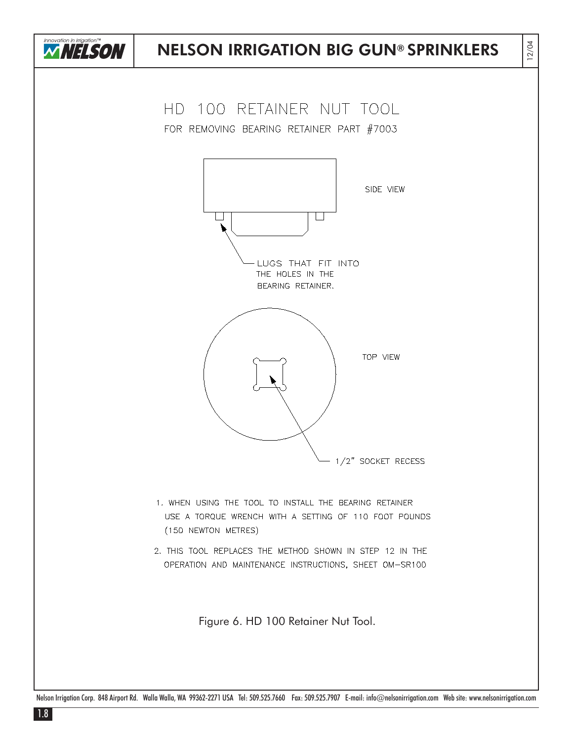# HD 100 RETAINER NUT TOOL

FOR REMOVING BEARING RETAINER PART #7003

SIDE VIEW

LUGS THAT FIT INTO THE HOLES IN THE BEARING RETAINER.

TOP VIEW

1/2" SOCKET RECESS

1. WHEN USING THE TOOL TO INSTALL THE BEARING RETAINER USE A TORQUE WRENCH WITH A SETTING OF 110 FOOT POUNDS (150 NEWTON METRES)
2. THIS TOOL REPLACES THE METHOD SHOWN IN STEP 12 IN THE OPERATION AND MAINTENANCE INSTRUCTIONS, SHEET OM–SR100

Figure 6. HD 100 Retainer Nut Tool.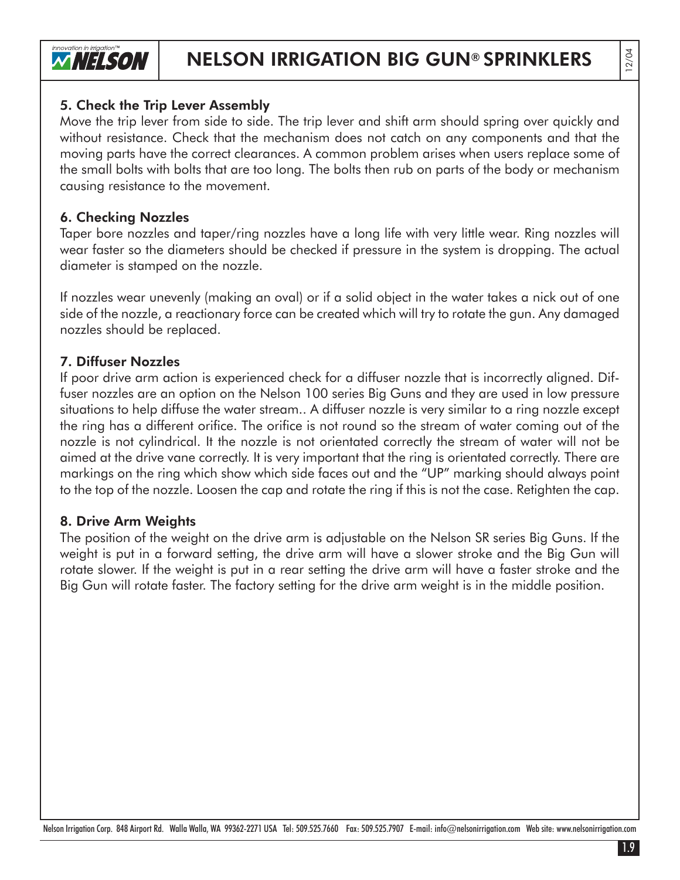### 5. Check the Trip Lever Assembly

Move the trip lever from side to side. The trip lever and shift arm should spring over quickly and without resistance. Check that the mechanism does not catch on any components and that the moving parts have the correct clearances. A common problem arises when users replace some of the small bolts with bolts that are too long. The bolts then rub on parts of the body or mechanism causing resistance to the movement.

### 6. Checking Nozzles

Taper bore nozzles and taper/ring nozzles have a long life with very little wear. Ring nozzles will wear faster so the diameters should be checked if pressure in the system is dropping. The actual diameter is stamped on the nozzle.

If nozzles wear unevenly (making an oval) or if a solid object in the water takes a nick out of one side of the nozzle, a reactionary force can be created which will try to rotate the gun. Any damaged nozzles should be replaced.

### 7. Diffuser Nozzles

If poor drive arm action is experienced check for a diffuser nozzle that is incorrectly aligned. Diffuser nozzles are an option on the Nelson 100 series Big Guns and they are used in low pressure situations to help diffuse the water stream.. A diffuser nozzle is very similar to a ring nozzle except the ring has a different orifice. The orifice is not round so the stream of water coming out of the nozzle is not cylindrical. It the nozzle is not orientated correctly the stream of water will not be aimed at the drive vane correctly. It is very important that the ring is orientated correctly. There are markings on the ring which show which side faces out and the "UP" marking should always point to the top of the nozzle. Loosen the cap and rotate the ring if this is not the case. Retighten the cap.

### 8. Drive Arm Weights

The position of the weight on the drive arm is adjustable on the Nelson SR series Big Guns. If the weight is put in a forward setting, the drive arm will have a slower stroke and the Big Gun will rotate slower. If the weight is put in a rear setting the drive arm will have a faster stroke and the Big Gun will rotate faster. The factory setting for the drive arm weight is in the middle position.